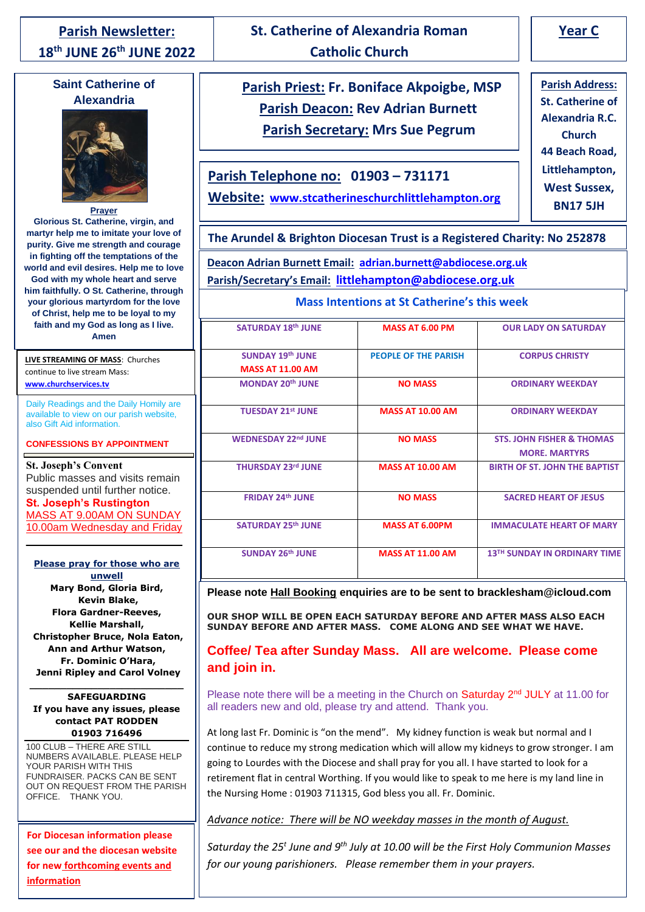# Parish Newsletter: 18th JUNE 26th JUNE 2022

## St. Catherine of Alexandria Roman Catholic Church

**Year C**

**Parish Priest:** Fr. Boniface Akpoigbe, MSP
**Parish Deacon:** Rev Adrian Burnett
**Parish Secretary:** Mrs Sue Pegrum

**Parish Address:** St. Catherine of Alexandria R.C. Church, 44 Beach Road, Littlehampton, West Sussex, BN17 5JH

**Parish Telephone no:** 01903 – 731171
**Website:** www.stcatherineschurchlittlehampton.org

**The Arundel & Brighton Diocesan Trust is a Registered Charity: No 252878**

**Deacon Adrian Burnett Email:** adrian.burnett@abdiocese.org.uk
**Parish/Secretary's Email:** littlehampton@abdiocese.org.uk

### Mass Intentions at St Catherine's this week

| | | |
|---|---|---|
| SATURDAY 18th JUNE | MASS AT 6.00 PM | OUR LADY ON SATURDAY |
| SUNDAY 19th JUNE MASS AT 11.00 AM | PEOPLE OF THE PARISH | CORPUS CHRISTY |
| MONDAY 20th JUNE | NO MASS | ORDINARY WEEKDAY |
| TUESDAY 21st JUNE | MASS AT 10.00 AM | ORDINARY WEEKDAY |
| WEDNESDAY 22nd JUNE | NO MASS | STS. JOHN FISHER & THOMAS MORE. MARTYRS |
| THURSDAY 23rd JUNE | MASS AT 10.00 AM | BIRTH OF ST. JOHN THE BAPTIST |
| FRIDAY 24th JUNE | NO MASS | SACRED HEART OF JESUS |
| SATURDAY 25th JUNE | MASS AT 6.00PM | IMMACULATE HEART OF MARY |
| SUNDAY 26th JUNE | MASS AT 11.00 AM | 13TH SUNDAY IN ORDINARY TIME |

**Please note Hall Booking enquiries are to be sent to bracklesham@icloud.com**

**OUR SHOP WILL BE OPEN EACH SATURDAY BEFORE AND AFTER MASS ALSO EACH SUNDAY BEFORE AND AFTER MASS. COME ALONG AND SEE WHAT WE HAVE.**

**Coffee/ Tea after Sunday Mass. All are welcome. Please come and join in.**

Please note there will be a meeting in the Church on Saturday 2nd JULY at 11.00 for all readers new and old, please try and attend. Thank you.

At long last Fr. Dominic is "on the mend". My kidney function is weak but normal and I continue to reduce my strong medication which will allow my kidneys to grow stronger. I am going to Lourdes with the Diocese and shall pray for you all. I have started to look for a retirement flat in central Worthing. If you would like to speak to me here is my land line in the Nursing Home : 01903 711315, God bless you all. Fr. Dominic.

*Advance notice: There will be NO weekday masses in the month of August.*

*Saturday the 25t June and 9th July at 10.00 will be the First Holy Communion Masses for our young parishioners. Please remember them in your prayers.*

---

### Saint Catherine of Alexandria

**Prayer**

**Glorious St. Catherine, virgin, and martyr help me to imitate your love of purity. Give me strength and courage in fighting off the temptations of the world and evil desires. Help me to love God with my whole heart and serve him faithfully. O St. Catherine, through your glorious martyrdom for the love of Christ, help me to be loyal to my faith and my God as long as I live. Amen**

**LIVE STREAMING OF MASS**: Churches continue to live stream Mass: **www.churchservices.tv**

Daily Readings and the Daily Homily are available to view on our parish website, also Gift Aid information.

**CONFESSIONS BY APPOINTMENT**

**St. Joseph's Convent**
Public masses and visits remain suspended until further notice.

**St. Joseph's Rustington**
MASS AT 9.00AM ON SUNDAY
10.00am Wednesday and Friday

**Please pray for those who are unwell**

**Mary Bond, Gloria Bird, Kevin Blake, Flora Gardner-Reeves, Kellie Marshall, Christopher Bruce, Nola Eaton, Ann and Arthur Watson, Fr. Dominic O'Hara, Jenni Ripley and Carol Volney**

**SAFEGUARDING**
**If you have any issues, please contact PAT RODDEN 01903 716496**

100 CLUB – THERE ARE STILL NUMBERS AVAILABLE. PLEASE HELP YOUR PARISH WITH THIS FUNDRAISER. PACKS CAN BE SENT OUT ON REQUEST FROM THE PARISH OFFICE. THANK YOU.

**For Diocesan information please see our and the diocesan website for new forthcoming events and information**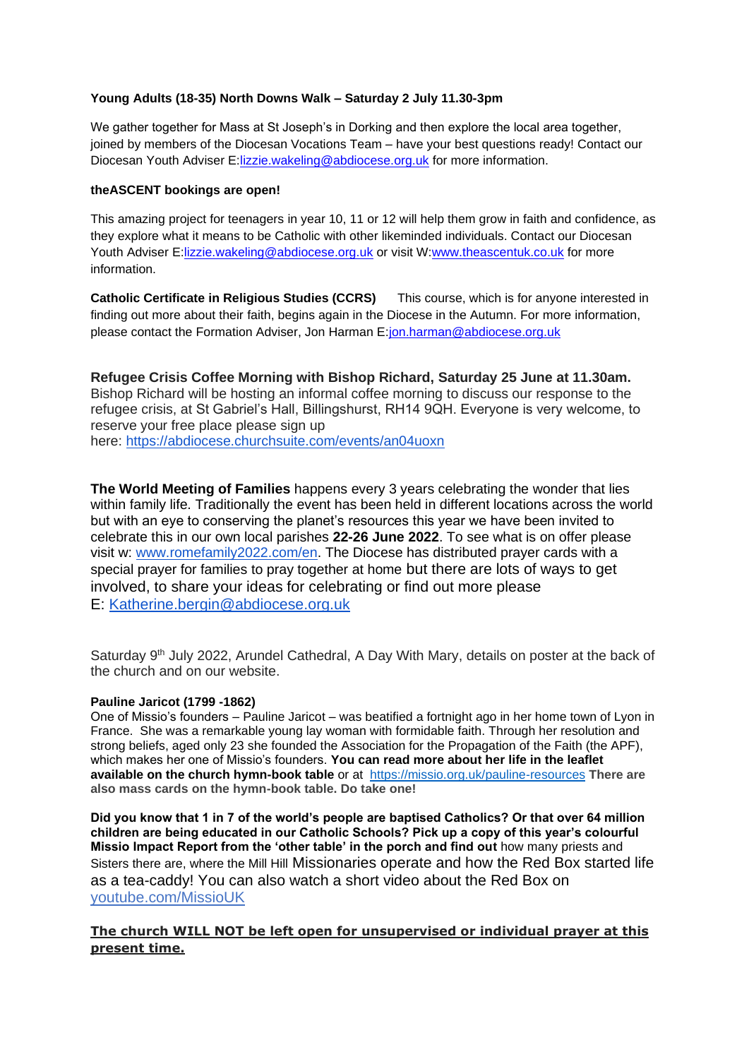**Young Adults (18-35) North Downs Walk – Saturday 2 July 11.30-3pm**

We gather together for Mass at St Joseph's in Dorking and then explore the local area together, joined by members of the Diocesan Vocations Team – have your best questions ready! Contact our Diocesan Youth Adviser E:lizzie.wakeling@abdiocese.org.uk for more information.

**theASCENT bookings are open!**

This amazing project for teenagers in year 10, 11 or 12 will help them grow in faith and confidence, as they explore what it means to be Catholic with other likeminded individuals. Contact our Diocesan Youth Adviser E:lizzie.wakeling@abdiocese.org.uk or visit W:www.theascentuk.co.uk for more information.

**Catholic Certificate in Religious Studies (CCRS)** This course, which is for anyone interested in finding out more about their faith, begins again in the Diocese in the Autumn. For more information, please contact the Formation Adviser, Jon Harman E:jon.harman@abdiocese.org.uk

**Refugee Crisis Coffee Morning with Bishop Richard, Saturday 25 June at 11.30am.**
Bishop Richard will be hosting an informal coffee morning to discuss our response to the refugee crisis, at St Gabriel's Hall, Billingshurst, RH14 9QH. Everyone is very welcome, to reserve your free place please sign up here: https://abdiocese.churchsuite.com/events/an04uoxn

**The World Meeting of Families** happens every 3 years celebrating the wonder that lies within family life. Traditionally the event has been held in different locations across the world but with an eye to conserving the planet's resources this year we have been invited to celebrate this in our own local parishes **22-26 June 2022**. To see what is on offer please visit w: www.romefamily2022.com/en. The Diocese has distributed prayer cards with a special prayer for families to pray together at home but there are lots of ways to get involved, to share your ideas for celebrating or find out more please E: Katherine.bergin@abdiocese.org.uk

Saturday 9th July 2022, Arundel Cathedral, A Day With Mary, details on poster at the back of the church and on our website.

**Pauline Jaricot (1799 -1862)**
One of Missio's founders – Pauline Jaricot – was beatified a fortnight ago in her home town of Lyon in France. She was a remarkable young lay woman with formidable faith. Through her resolution and strong beliefs, aged only 23 she founded the Association for the Propagation of the Faith (the APF), which makes her one of Missio's founders. **You can read more about her life in the leaflet available on the church hymn-book table** or at https://missio.org.uk/pauline-resources **There are also mass cards on the hymn-book table. Do take one!**

**Did you know that 1 in 7 of the world's people are baptised Catholics? Or that over 64 million children are being educated in our Catholic Schools? Pick up a copy of this year's colourful Missio Impact Report from the 'other table' in the porch and find out** how many priests and Sisters there are, where the Mill Hill Missionaries operate and how the Red Box started life as a tea-caddy! You can also watch a short video about the Red Box on youtube.com/MissioUK

**The church WILL NOT be left open for unsupervised or individual prayer at this present time.**